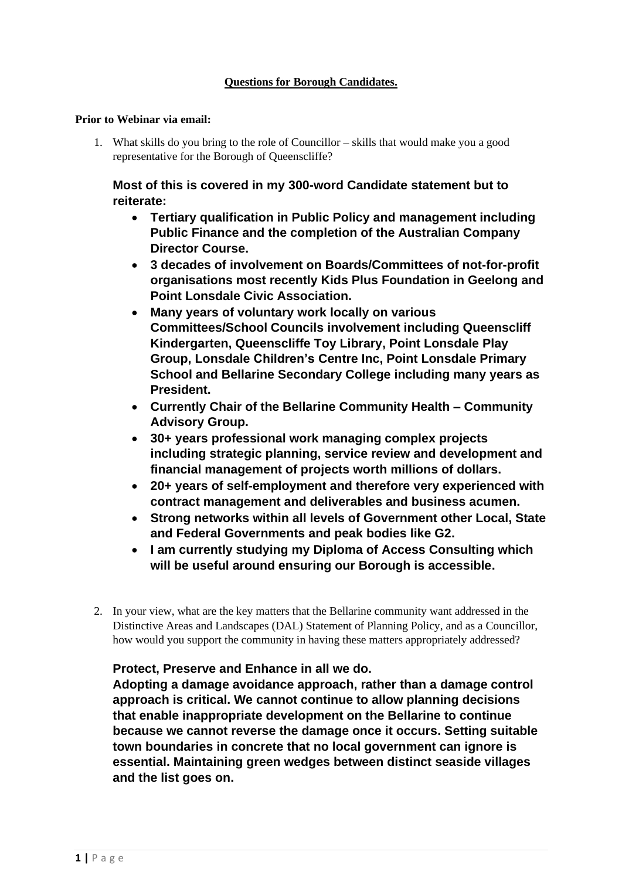**Questions for Borough Candidates.**

**Prior to Webinar via email:**

1. What skills do you bring to the role of Councillor – skills that would make you a good representative for the Borough of Queenscliffe?

**Most of this is covered in my 300-word Candidate statement but to reiterate:**

- **Tertiary qualification in Public Policy and management including Public Finance and the completion of the Australian Company Director Course.**
- **3 decades of involvement on Boards/Committees of not-for-profit organisations most recently Kids Plus Foundation in Geelong and Point Lonsdale Civic Association.**
- **Many years of voluntary work locally on various Committees/School Councils involvement including Queenscliff Kindergarten, Queenscliffe Toy Library, Point Lonsdale Play Group, Lonsdale Children's Centre Inc, Point Lonsdale Primary School and Bellarine Secondary College including many years as President.**
- **Currently Chair of the Bellarine Community Health – Community Advisory Group.**
- **30+ years professional work managing complex projects including strategic planning, service review and development and financial management of projects worth millions of dollars.**
- **20+ years of self-employment and therefore very experienced with contract management and deliverables and business acumen.**
- **Strong networks within all levels of Government other Local, State and Federal Governments and peak bodies like G2.**
- **I am currently studying my Diploma of Access Consulting which will be useful around ensuring our Borough is accessible.**

2. In your view, what are the key matters that the Bellarine community want addressed in the Distinctive Areas and Landscapes (DAL) Statement of Planning Policy, and as a Councillor, how would you support the community in having these matters appropriately addressed?

**Protect, Preserve and Enhance in all we do.**
**Adopting a damage avoidance approach, rather than a damage control approach is critical. We cannot continue to allow planning decisions that enable inappropriate development on the Bellarine to continue because we cannot reverse the damage once it occurs. Setting suitable town boundaries in concrete that no local government can ignore is essential. Maintaining green wedges between distinct seaside villages and the list goes on.**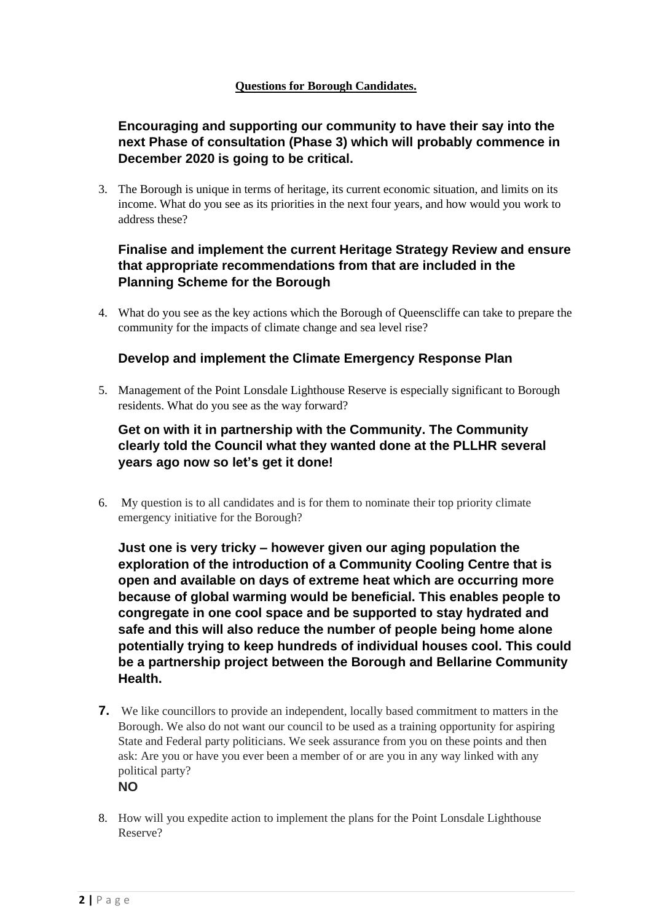**Questions for Borough Candidates.**

**Encouraging and supporting our community to have their say into the next Phase of consultation (Phase 3) which will probably commence in December 2020 is going to be critical.**

3. The Borough is unique in terms of heritage, its current economic situation, and limits on its income. What do you see as its priorities in the next four years, and how would you work to address these?

**Finalise and implement the current Heritage Strategy Review and ensure that appropriate recommendations from that are included in the Planning Scheme for the Borough**

4. What do you see as the key actions which the Borough of Queenscliffe can take to prepare the community for the impacts of climate change and sea level rise?

**Develop and implement the Climate Emergency Response Plan**

5. Management of the Point Lonsdale Lighthouse Reserve is especially significant to Borough residents. What do you see as the way forward?

**Get on with it in partnership with the Community. The Community clearly told the Council what they wanted done at the PLLHR several years ago now so let's get it done!**

6. My question is to all candidates and is for them to nominate their top priority climate emergency initiative for the Borough?

**Just one is very tricky – however given our aging population the exploration of the introduction of a Community Cooling Centre that is open and available on days of extreme heat which are occurring more because of global warming would be beneficial. This enables people to congregate in one cool space and be supported to stay hydrated and safe and this will also reduce the number of people being home alone potentially trying to keep hundreds of individual houses cool. This could be a partnership project between the Borough and Bellarine Community Health.**

7. We like councillors to provide an independent, locally based commitment to matters in the Borough. We also do not want our council to be used as a training opportunity for aspiring State and Federal party politicians. We seek assurance from you on these points and then ask: Are you or have you ever been a member of or are you in any way linked with any political party?
**NO**

8. How will you expedite action to implement the plans for the Point Lonsdale Lighthouse Reserve?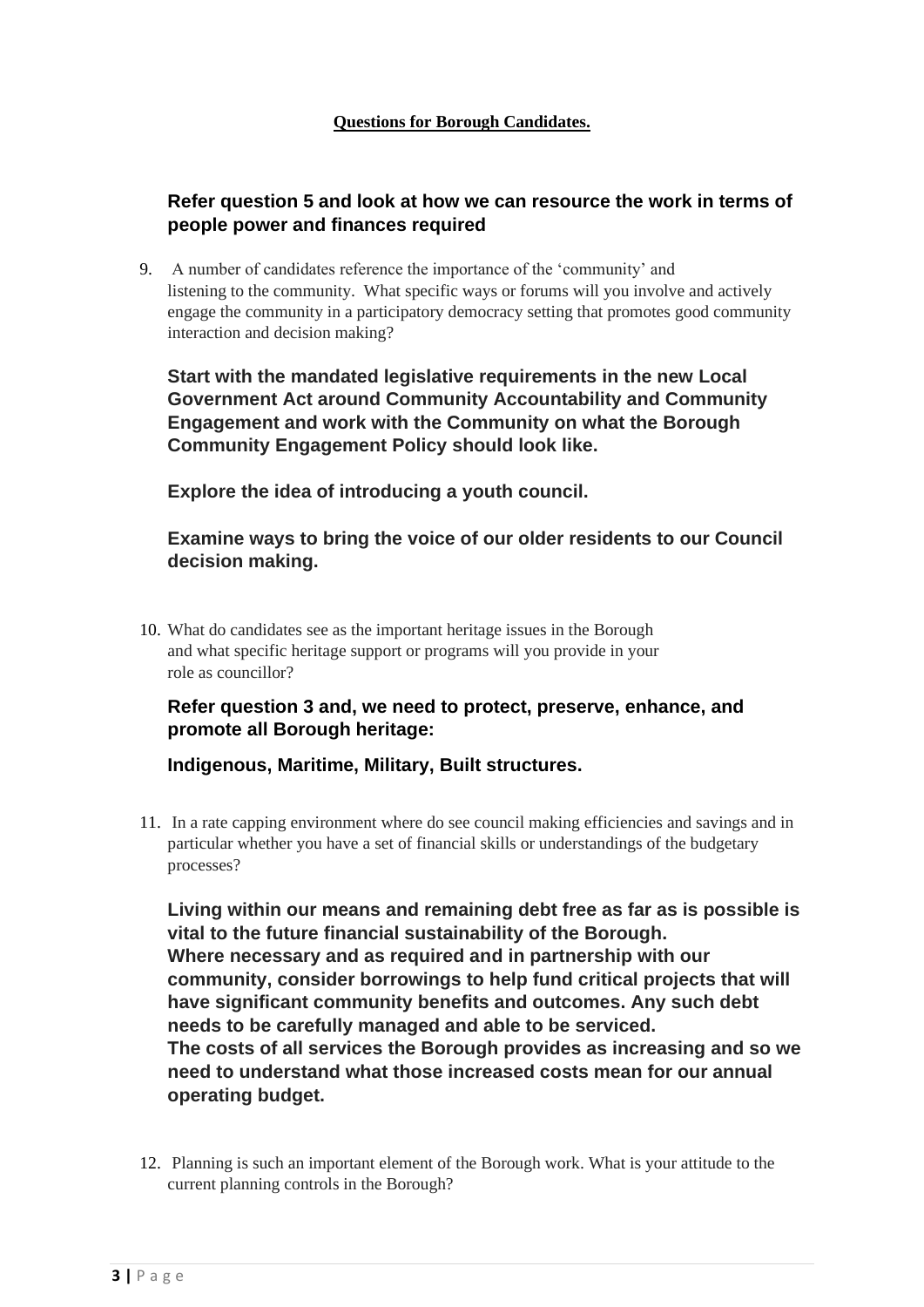**Questions for Borough Candidates.**

**Refer question 5 and look at how we can resource the work in terms of people power and finances required**

9. A number of candidates reference the importance of the 'community' and listening to the community. What specific ways or forums will you involve and actively engage the community in a participatory democracy setting that promotes good community interaction and decision making?

**Start with the mandated legislative requirements in the new Local Government Act around Community Accountability and Community Engagement and work with the Community on what the Borough Community Engagement Policy should look like.**

**Explore the idea of introducing a youth council.**

**Examine ways to bring the voice of our older residents to our Council decision making.**

10. What do candidates see as the important heritage issues in the Borough and what specific heritage support or programs will you provide in your role as councillor?

**Refer question 3 and, we need to protect, preserve, enhance, and promote all Borough heritage:**

**Indigenous, Maritime, Military, Built structures.**

11. In a rate capping environment where do see council making efficiencies and savings and in particular whether you have a set of financial skills or understandings of the budgetary processes?

**Living within our means and remaining debt free as far as is possible is vital to the future financial sustainability of the Borough.**
**Where necessary and as required and in partnership with our community, consider borrowings to help fund critical projects that will have significant community benefits and outcomes. Any such debt needs to be carefully managed and able to be serviced.**
**The costs of all services the Borough provides as increasing and so we need to understand what those increased costs mean for our annual operating budget.**

12. Planning is such an important element of the Borough work. What is your attitude to the current planning controls in the Borough?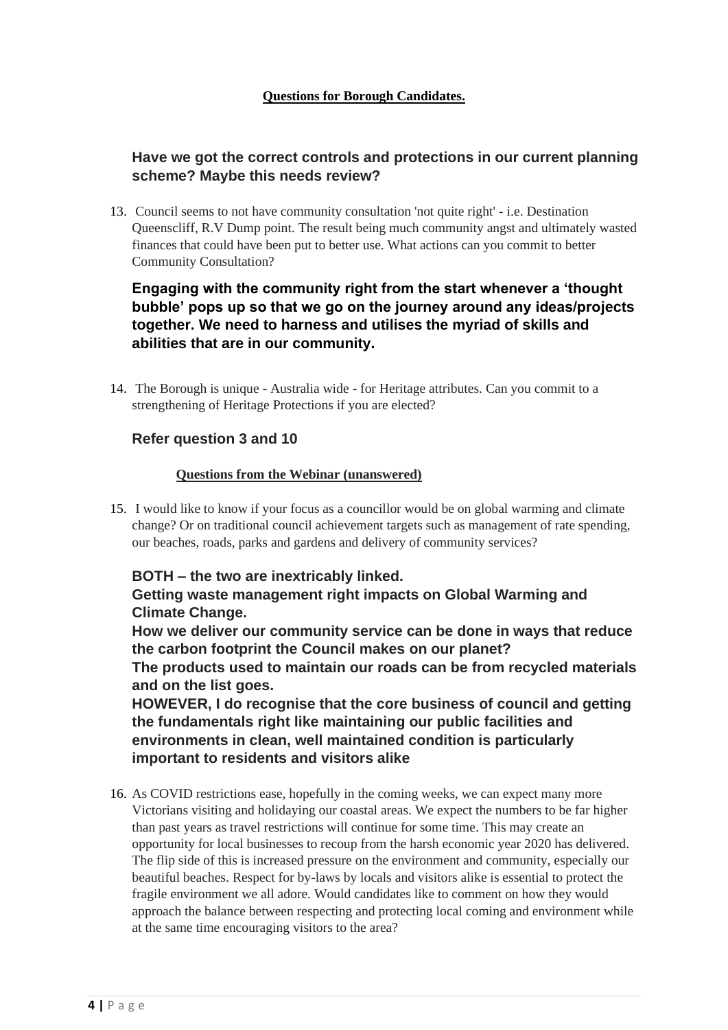**Questions for Borough Candidates.**

**Have we got the correct controls and protections in our current planning scheme? Maybe this needs review?**

13. Council seems to not have community consultation 'not quite right' - i.e. Destination Queenscliff, R.V Dump point. The result being much community angst and ultimately wasted finances that could have been put to better use. What actions can you commit to better Community Consultation?

**Engaging with the community right from the start whenever a 'thought bubble' pops up so that we go on the journey around any ideas/projects together. We need to harness and utilises the myriad of skills and abilities that are in our community.**

14. The Borough is unique - Australia wide - for Heritage attributes. Can you commit to a strengthening of Heritage Protections if you are elected?

**Refer question 3 and 10**

**Questions from the Webinar (unanswered)**

15. I would like to know if your focus as a councillor would be on global warming and climate change? Or on traditional council achievement targets such as management of rate spending, our beaches, roads, parks and gardens and delivery of community services?

**BOTH – the two are inextricably linked.**
**Getting waste management right impacts on Global Warming and Climate Change.**
**How we deliver our community service can be done in ways that reduce the carbon footprint the Council makes on our planet?**
**The products used to maintain our roads can be from recycled materials and on the list goes.**
**HOWEVER, I do recognise that the core business of council and getting the fundamentals right like maintaining our public facilities and environments in clean, well maintained condition is particularly important to residents and visitors alike**

16. As COVID restrictions ease, hopefully in the coming weeks, we can expect many more Victorians visiting and holidaying our coastal areas. We expect the numbers to be far higher than past years as travel restrictions will continue for some time. This may create an opportunity for local businesses to recoup from the harsh economic year 2020 has delivered. The flip side of this is increased pressure on the environment and community, especially our beautiful beaches. Respect for by-laws by locals and visitors alike is essential to protect the fragile environment we all adore. Would candidates like to comment on how they would approach the balance between respecting and protecting local coming and environment while at the same time encouraging visitors to the area?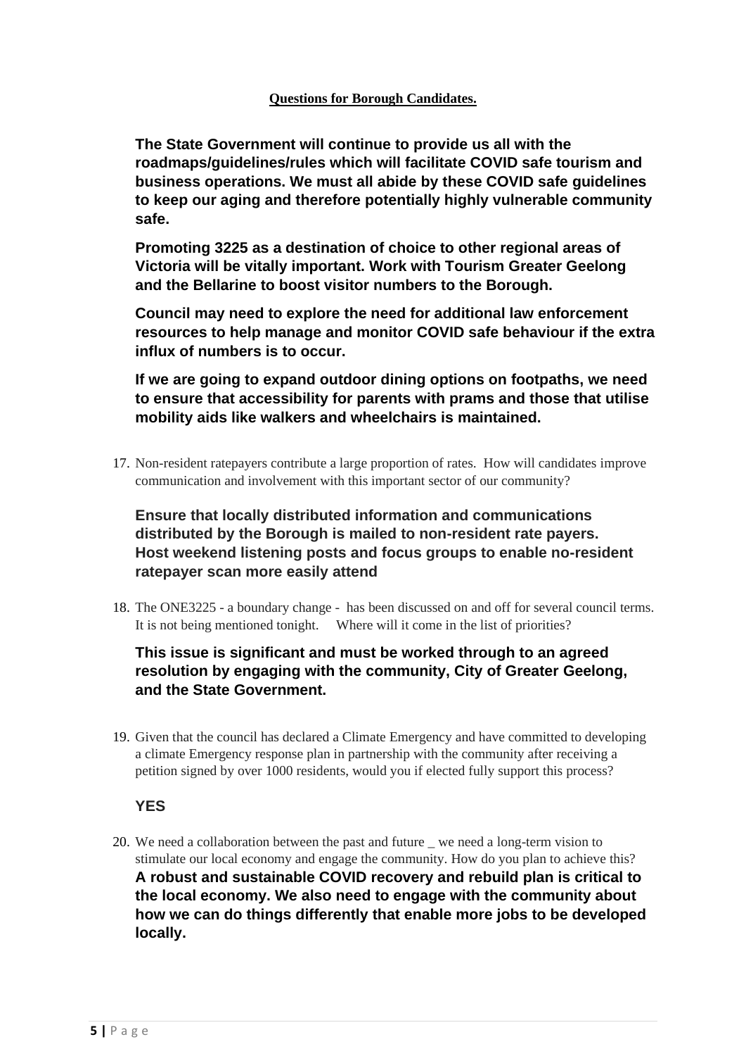**Questions for Borough Candidates.**

**The State Government will continue to provide us all with the roadmaps/guidelines/rules which will facilitate COVID safe tourism and business operations. We must all abide by these COVID safe guidelines to keep our aging and therefore potentially highly vulnerable community safe.**

**Promoting 3225 as a destination of choice to other regional areas of Victoria will be vitally important. Work with Tourism Greater Geelong and the Bellarine to boost visitor numbers to the Borough.**

**Council may need to explore the need for additional law enforcement resources to help manage and monitor COVID safe behaviour if the extra influx of numbers is to occur.**

**If we are going to expand outdoor dining options on footpaths, we need to ensure that accessibility for parents with prams and those that utilise mobility aids like walkers and wheelchairs is maintained.**

17. Non-resident ratepayers contribute a large proportion of rates. How will candidates improve communication and involvement with this important sector of our community?

**Ensure that locally distributed information and communications distributed by the Borough is mailed to non-resident rate payers. Host weekend listening posts and focus groups to enable no-resident ratepayer scan more easily attend**

18. The ONE3225 - a boundary change - has been discussed on and off for several council terms. It is not being mentioned tonight. Where will it come in the list of priorities?

**This issue is significant and must be worked through to an agreed resolution by engaging with the community, City of Greater Geelong, and the State Government.**

19. Given that the council has declared a Climate Emergency and have committed to developing a climate Emergency response plan in partnership with the community after receiving a petition signed by over 1000 residents, would you if elected fully support this process?

**YES**

20. We need a collaboration between the past and future _ we need a long-term vision to stimulate our local economy and engage the community. How do you plan to achieve this?
**A robust and sustainable COVID recovery and rebuild plan is critical to the local economy. We also need to engage with the community about how we can do things differently that enable more jobs to be developed locally.**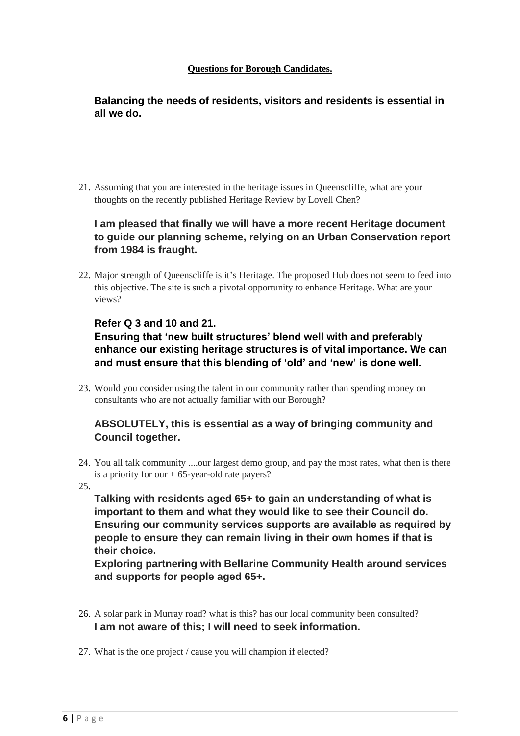**Questions for Borough Candidates.**

**Balancing the needs of residents, visitors and residents is essential in all we do.**

21. Assuming that you are interested in the heritage issues in Queenscliffe, what are your thoughts on the recently published Heritage Review by Lovell Chen?

**I am pleased that finally we will have a more recent Heritage document to guide our planning scheme, relying on an Urban Conservation report from 1984 is fraught.**

22. Major strength of Queenscliffe is it's Heritage. The proposed Hub does not seem to feed into this objective. The site is such a pivotal opportunity to enhance Heritage. What are your views?

**Refer Q 3 and 10 and 21.**
**Ensuring that 'new built structures' blend well with and preferably enhance our existing heritage structures is of vital importance. We can and must ensure that this blending of 'old' and 'new' is done well.**

23. Would you consider using the talent in our community rather than spending money on consultants who are not actually familiar with our Borough?

**ABSOLUTELY, this is essential as a way of bringing community and Council together.**

24. You all talk community ....our largest demo group, and pay the most rates, what then is there is a priority for our + 65-year-old rate payers?
25.

**Talking with residents aged 65+ to gain an understanding of what is important to them and what they would like to see their Council do.**
**Ensuring our community services supports are available as required by people to ensure they can remain living in their own homes if that is their choice.**
**Exploring partnering with Bellarine Community Health around services and supports for people aged 65+.**

26. A solar park in Murray road? what is this? has our local community been consulted?
**I am not aware of this; I will need to seek information.**

27. What is the one project / cause you will champion if elected?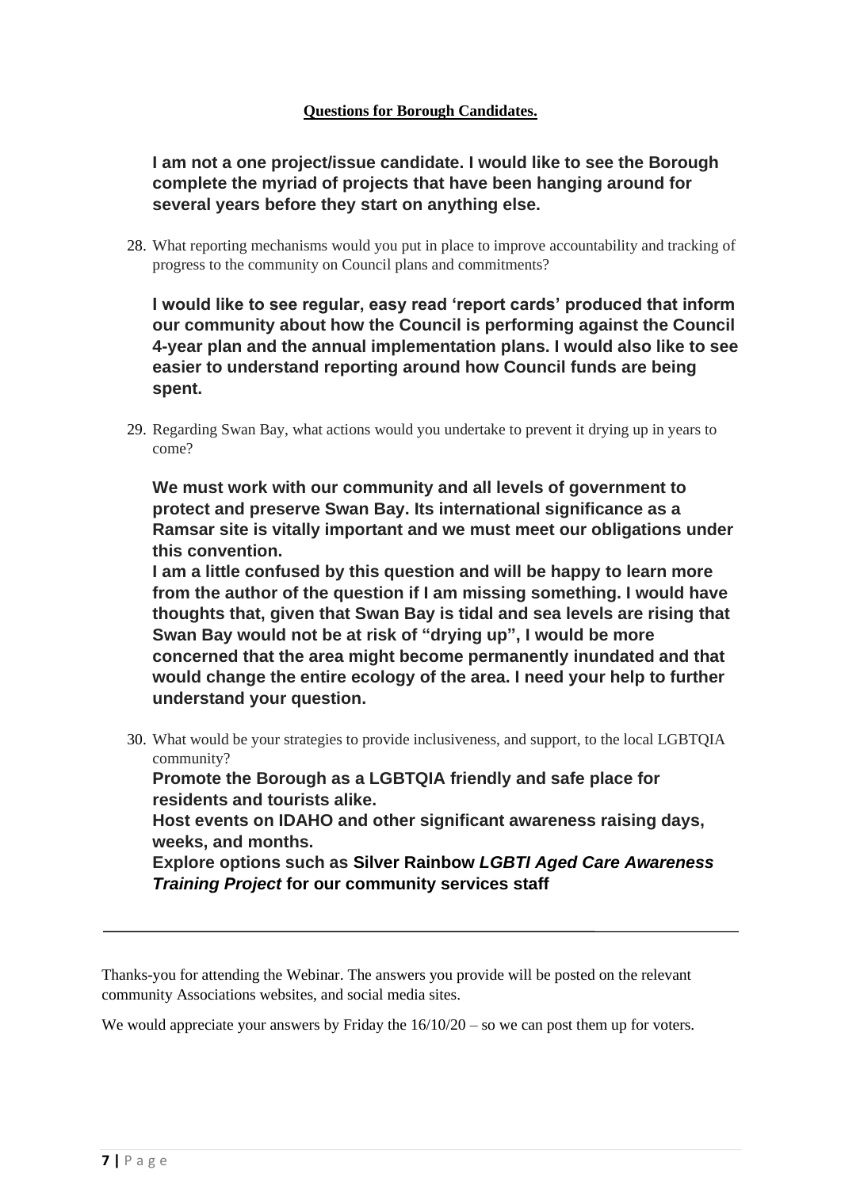**<u>Questions for Borough Candidates.</u>**

**I am not a one project/issue candidate. I would like to see the Borough complete the myriad of projects that have been hanging around for several years before they start on anything else.**

28. What reporting mechanisms would you put in place to improve accountability and tracking of progress to the community on Council plans and commitments?

    **I would like to see regular, easy read 'report cards' produced that inform our community about how the Council is performing against the Council 4-year plan and the annual implementation plans. I would also like to see easier to understand reporting around how Council funds are being spent.**

29. Regarding Swan Bay, what actions would you undertake to prevent it drying up in years to come?

    **We must work with our community and all levels of government to protect and preserve Swan Bay. Its international significance as a Ramsar site is vitally important and we must meet our obligations under this convention.**
    **I am a little confused by this question and will be happy to learn more from the author of the question if I am missing something. I would have thoughts that, given that Swan Bay is tidal and sea levels are rising that Swan Bay would not be at risk of "drying up", I would be more concerned that the area might become permanently inundated and that would change the entire ecology of the area. I need your help to further understand your question.**

30. What would be your strategies to provide inclusiveness, and support, to the local LGBTQIA community?
    **Promote the Borough as a LGBTQIA friendly and safe place for residents and tourists alike.**
    **Host events on IDAHO and other significant awareness raising days, weeks, and months.**
    **Explore options such as Silver Rainbow *LGBTI Aged Care Awareness Training Project* for our community services staff**

---

Thanks-you for attending the Webinar. The answers you provide will be posted on the relevant community Associations websites, and social media sites.

We would appreciate your answers by Friday the 16/10/20 – so we can post them up for voters.